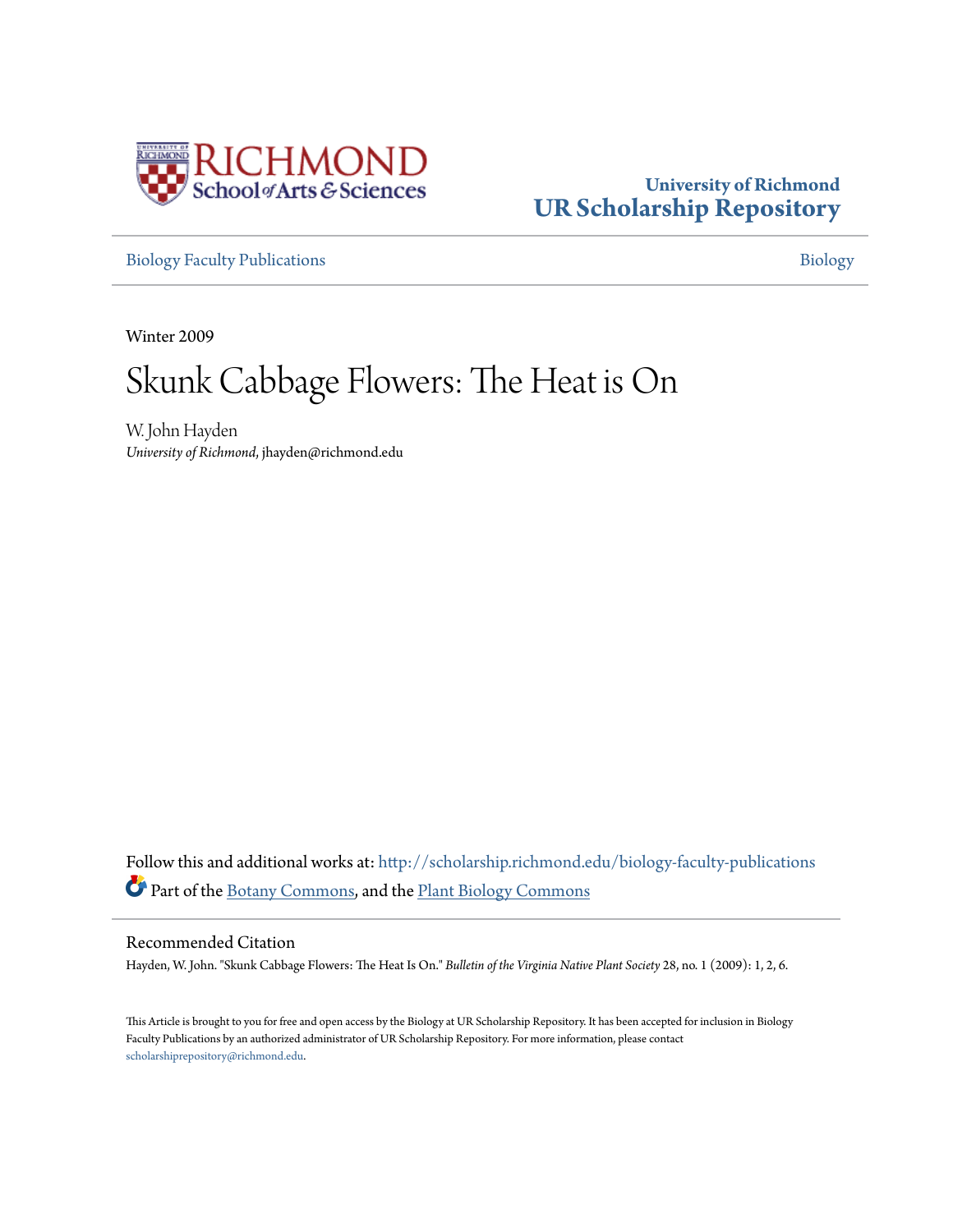University of Richmond
**UR Scholarship Repository**

Biology Faculty Publications | Biology

Winter 2009

# Skunk Cabbage Flowers: The Heat is On

W. John Hayden
*University of Richmond*, jhayden@richmond.edu

Follow this and additional works at: http://scholarship.richmond.edu/biology-faculty-publications

Part of the Botany Commons, and the Plant Biology Commons

## Recommended Citation

Hayden, W. John. "Skunk Cabbage Flowers: The Heat Is On." *Bulletin of the Virginia Native Plant Society* 28, no. 1 (2009): 1, 2, 6.

This Article is brought to you for free and open access by the Biology at UR Scholarship Repository. It has been accepted for inclusion in Biology Faculty Publications by an authorized administrator of UR Scholarship Repository. For more information, please contact scholarshiprepository@richmond.edu.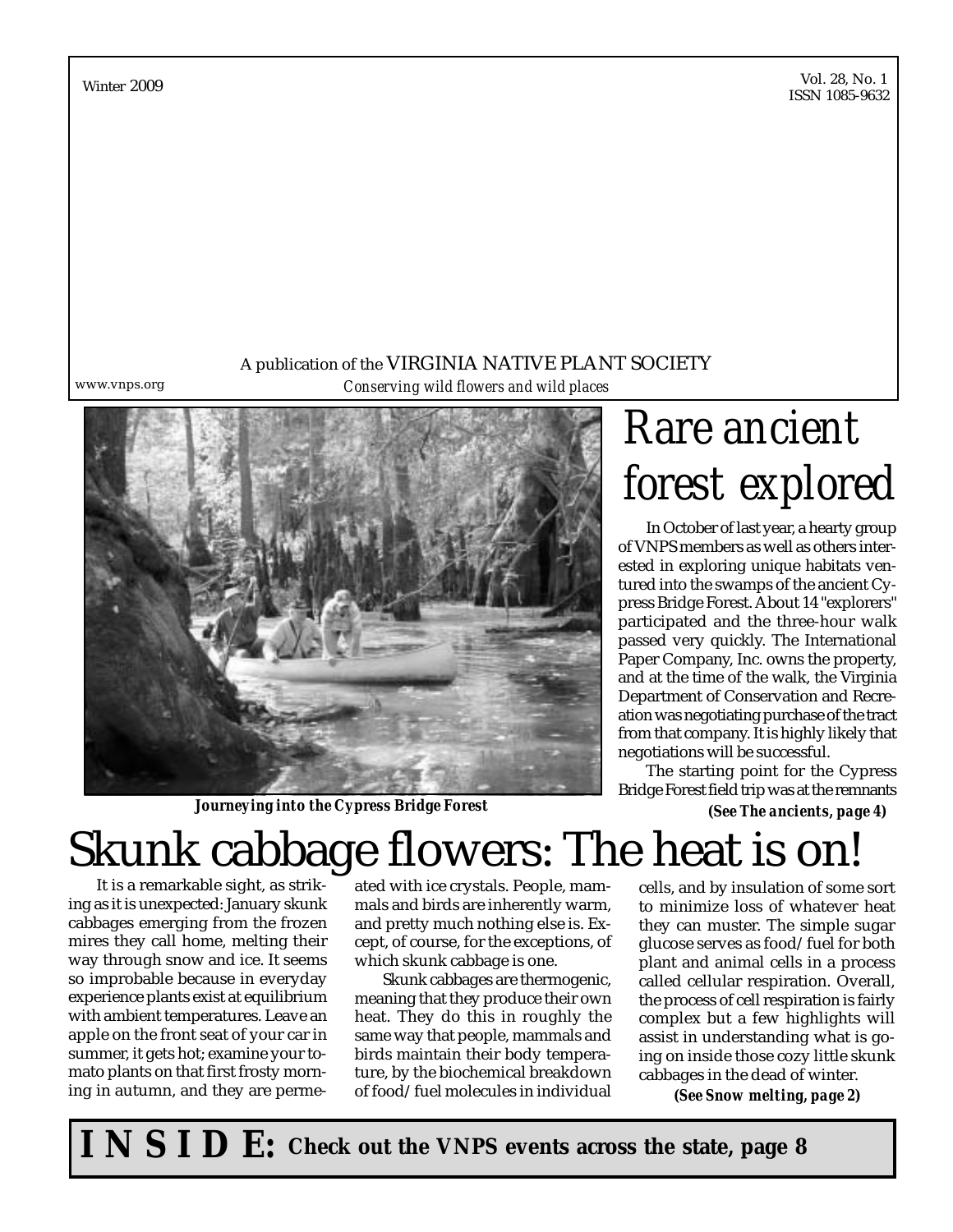Winter 2009

Vol. 28, No. 1
ISSN 1085-9632

A publication of the VIRGINIA NATIVE PLANT SOCIETY

*Conserving wild flowers and wild places*

www.vnps.org

***Journeying into the Cypress Bridge Forest***

# *Rare ancient forest explored*

In October of last year, a hearty group of VNPS members as well as others interested in exploring unique habitats ventured into the swamps of the ancient Cypress Bridge Forest. About 14 "explorers" participated and the three-hour walk passed very quickly. The International Paper Company, Inc. owns the property, and at the time of the walk, the Virginia Department of Conservation and Recreation was negotiating purchase of the tract from that company. It is highly likely that negotiations will be successful.

The starting point for the Cypress Bridge Forest field trip was at the remnants

***(See The ancients, page 4)***

# Skunk cabbage flowers: The heat is on!

It is a remarkable sight, as striking as it is unexpected: January skunk cabbages emerging from the frozen mires they call home, melting their way through snow and ice. It seems so improbable because in everyday experience plants exist at equilibrium with ambient temperatures. Leave an apple on the front seat of your car in summer, it gets hot; examine your tomato plants on that first frosty morning in autumn, and they are permeated with ice crystals. People, mammals and birds are inherently warm, and pretty much nothing else is. Except, of course, for the exceptions, of which skunk cabbage is one.

Skunk cabbages are thermogenic, meaning that they produce their own heat. They do this in roughly the same way that people, mammals and birds maintain their body temperature, by the biochemical breakdown of food/fuel molecules in individual cells, and by insulation of some sort to minimize loss of whatever heat they can muster. The simple sugar glucose serves as food/fuel for both plant and animal cells in a process called cellular respiration. Overall, the process of cell respiration is fairly complex but a few highlights will assist in understanding what is going on inside those cozy little skunk cabbages in the dead of winter.

***(See Snow melting, page 2)***

**INSIDE: Check out the VNPS events across the state, page 8**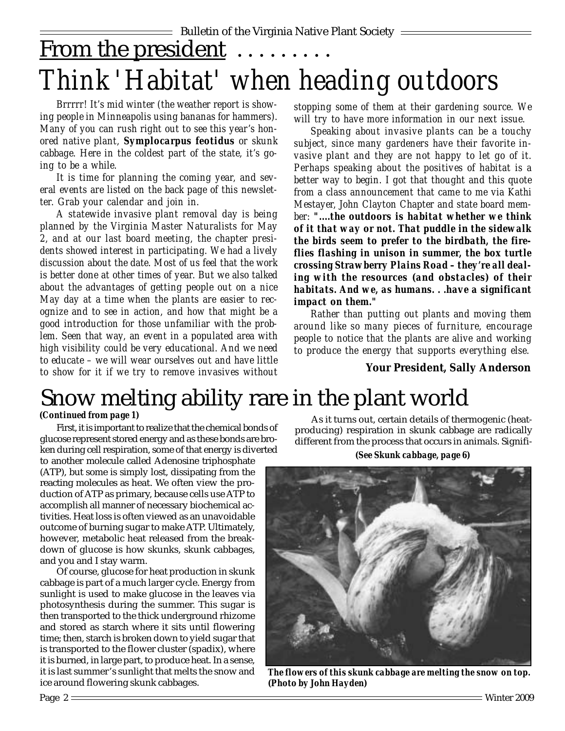# From the president .........

# Think 'Habitat' when heading outdoors

*Brrrrr! It's mid winter (the weather report is showing people in Minneapolis using bananas for hammers). Many of you can rush right out to see this year's honored native plant,* ***Symplocarpus feotidus*** *or skunk cabbage. Here in the coldest part of the state, it's going to be a while.*

*It is time for planning the coming year, and several events are listed on the back page of this newsletter. Grab your calendar and join in.*

*A statewide invasive plant removal day is being planned by the Virginia Master Naturalists for May 2, and at our last board meeting, the chapter presidents showed interest in participating. We had a lively discussion about the date. Most of us feel that the work is better done at other times of year. But we also talked about the advantages of getting people out on a nice May day at a time when the plants are easier to recognize and to see in action, and how that might be a good introduction for those unfamiliar with the problem. Seen that way, an event in a populated area with high visibility could be very educational. And we need to educate – we will wear ourselves out and have little to show for it if we try to remove invasives without stopping some of them at their gardening source. We will try to have more information in our next issue.*

*Speaking about invasive plants can be a touchy subject, since many gardeners have their favorite invasive plant and they are not happy to let go of it. Perhaps speaking about the positives of habitat is a better way to begin. I got that thought and this quote from a class announcement that came to me via Kathi Mestayer, John Clayton Chapter and state board member:* ***"....the outdoors is habitat whether we think of it that way or not. That puddle in the sidewalk the birds seem to prefer to the birdbath, the fireflies flashing in unison in summer, the box turtle crossing Strawberry Plains Road – they're all dealing with the resources (and obstacles) of their habitats. And we, as humans. . .have a significant impact on them."***

*Rather than putting out plants and moving them around like so many pieces of furniture, encourage people to notice that the plants are alive and working to produce the energy that supports everything else.*

**Your President, Sally Anderson**

# Snow melting ability rare in the plant world

***(Continued from page 1)***

First, it is important to realize that the chemical bonds of glucose represent stored energy and as these bonds are broken during cell respiration, some of that energy is diverted to another molecule called Adenosine triphosphate (ATP), but some is simply lost, dissipating from the reacting molecules as heat. We often view the production of ATP as primary, because cells use ATP to accomplish all manner of necessary biochemical activities. Heat loss is often viewed as an unavoidable outcome of burning sugar to make ATP. Ultimately, however, metabolic heat released from the breakdown of glucose is how skunks, skunk cabbages, and you and I stay warm.

Of course, glucose for heat production in skunk cabbage is part of a much larger cycle. Energy from sunlight is used to make glucose in the leaves via photosynthesis during the summer. This sugar is then transported to the thick underground rhizome and stored as starch where it sits until flowering time; then, starch is broken down to yield sugar that is transported to the flower cluster (spadix), where it is burned, in large part, to produce heat. In a sense, it is last summer's sunlight that melts the snow and ice around flowering skunk cabbages.

As it turns out, certain details of thermogenic (heat-producing) respiration in skunk cabbage are radically different from the process that occurs in animals. Signifi-

***(See Skunk cabbage, page 6)***

***The flowers of this skunk cabbage are melting the snow on top. (Photo by John Hayden)***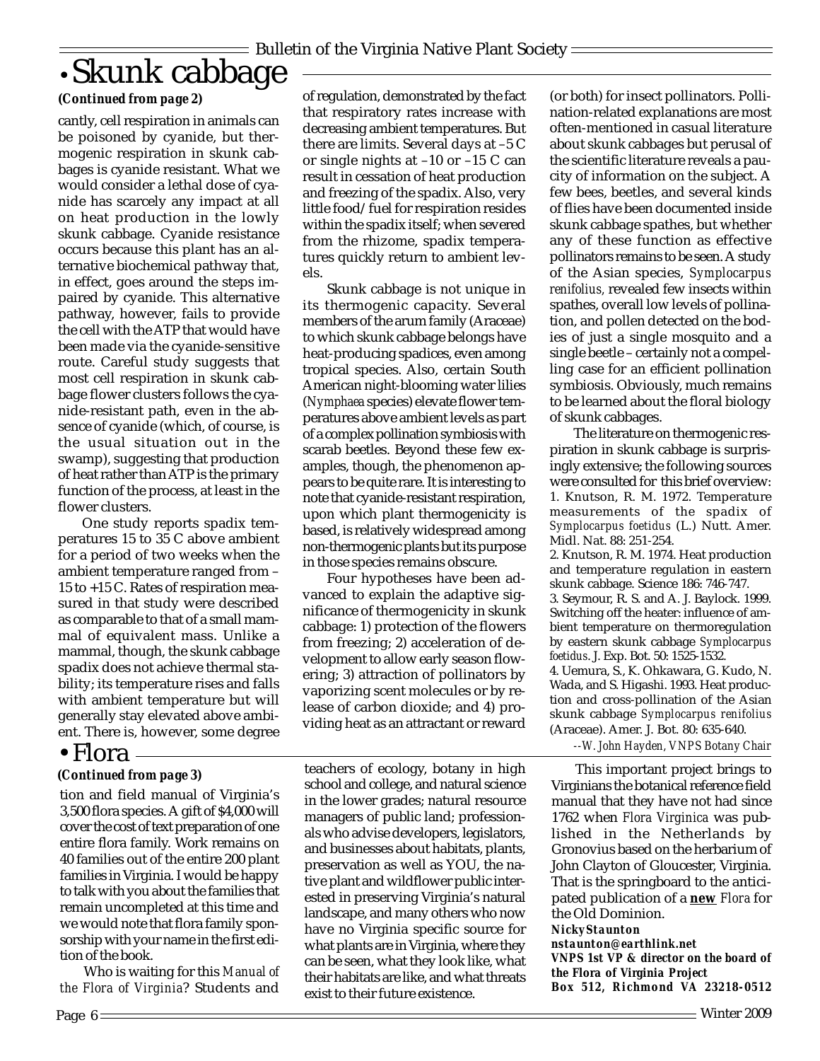# • Skunk cabbage

***(Continued from page 2)***

cantly, cell respiration in animals can be poisoned by cyanide, but thermogenic respiration in skunk cabbages is cyanide resistant. What we would consider a lethal dose of cyanide has scarcely any impact at all on heat production in the lowly skunk cabbage. Cyanide resistance occurs because this plant has an alternative biochemical pathway that, in effect, goes around the steps impaired by cyanide. This alternative pathway, however, fails to provide the cell with the ATP that would have been made via the cyanide-sensitive route. Careful study suggests that most cell respiration in skunk cabbage flower clusters follows the cyanide-resistant path, even in the absence of cyanide (which, of course, is the usual situation out in the swamp), suggesting that production of heat rather than ATP is the primary function of the process, at least in the flower clusters.

One study reports spadix temperatures 15 to 35 C above ambient for a period of two weeks when the ambient temperature ranged from –15 to +15 C. Rates of respiration measured in that study were described as comparable to that of a small mammal of equivalent mass. Unlike a mammal, though, the skunk cabbage spadix does not achieve thermal stability; its temperature rises and falls with ambient temperature but will generally stay elevated above ambient. There is, however, some degree of regulation, demonstrated by the fact that respiratory rates increase with decreasing ambient temperatures. But there are limits. Several days at –5 C or single nights at –10 or –15 C can result in cessation of heat production and freezing of the spadix. Also, very little food/fuel for respiration resides within the spadix itself; when severed from the rhizome, spadix temperatures quickly return to ambient levels.

Skunk cabbage is not unique in its thermogenic capacity. Several members of the arum family (Araceae) to which skunk cabbage belongs have heat-producing spadices, even among tropical species. Also, certain South American night-blooming water lilies (*Nymphaea* species) elevate flower temperatures above ambient levels as part of a complex pollination symbiosis with scarab beetles. Beyond these few examples, though, the phenomenon appears to be quite rare. It is interesting to note that cyanide-resistant respiration, upon which plant thermogenicity is based, is relatively widespread among non-thermogenic plants but its purpose in those species remains obscure.

Four hypotheses have been advanced to explain the adaptive significance of thermogenicity in skunk cabbage: 1) protection of the flowers from freezing; 2) acceleration of development to allow early season flowering; 3) attraction of pollinators by vaporizing scent molecules or by release of carbon dioxide; and 4) providing heat as an attractant or reward (or both) for insect pollinators. Pollination-related explanations are most often-mentioned in casual literature about skunk cabbages but perusal of the scientific literature reveals a paucity of information on the subject. A few bees, beetles, and several kinds of flies have been documented inside skunk cabbage spathes, but whether any of these function as effective pollinators remains to be seen. A study of the Asian species, *Symplocarpus renifolius*, revealed few insects within spathes, overall low levels of pollination, and pollen detected on the bodies of just a single mosquito and a single beetle – certainly not a compelling case for an efficient pollination symbiosis. Obviously, much remains to be learned about the floral biology of skunk cabbages.

The literature on thermogenic respiration in skunk cabbage is surprisingly extensive; the following sources were consulted for this brief overview:

1. Knutson, R. M. 1972. Temperature measurements of the spadix of *Symplocarpus foetidus* (L.) Nutt. Amer. Midl. Nat. 88: 251-254.
2. Knutson, R. M. 1974. Heat production and temperature regulation in eastern skunk cabbage. Science 186: 746-747.
3. Seymour, R. S. and A. J. Baylock. 1999. Switching off the heater: influence of ambient temperature on thermoregulation by eastern skunk cabbage *Symplocarpus foetidus*. J. Exp. Bot. 50: 1525-1532.
4. Uemura, S., K. Ohkawara, G. Kudo, N. Wada, and S. Higashi. 1993. Heat production and cross-pollination of the Asian skunk cabbage *Symplocarpus renifolius* (Araceae). Amer. J. Bot. 80: 635-640.

*--W. John Hayden, VNPS Botany Chair*

# • Flora

***(Continued from page 3)***

tion and field manual of Virginia's 3,500 flora species. A gift of $4,000 will cover the cost of text preparation of one entire flora family. Work remains on 40 families out of the entire 200 plant families in Virginia. I would be happy to talk with you about the families that remain uncompleted at this time and we would note that flora family sponsorship with your name in the first edition of the book.

Who is waiting for this *Manual of the Flora of Virginia*? Students and teachers of ecology, botany in high school and college, and natural science in the lower grades; natural resource managers of public land; professionals who advise developers, legislators, and businesses about habitats, plants, preservation as well as YOU, the native plant and wildflower public interested in preserving Virginia's natural landscape, and many others who now have no Virginia specific source for what plants are in Virginia, where they can be seen, what they look like, what their habitats are like, and what threats exist to their future existence.

This important project brings to Virginians the botanical reference field manual that they have not had since 1762 when *Flora Virginica* was published in the Netherlands by Gronovius based on the herbarium of John Clayton of Gloucester, Virginia. That is the springboard to the anticipated publication of a **new** *Flora* for the Old Dominion.

**Nicky Staunton**
**nstaunton@earthlink.net**
***VNPS 1st VP & director on the board of the Flora of Virginia Project***
**Box 512, Richmond VA 23218-0512**